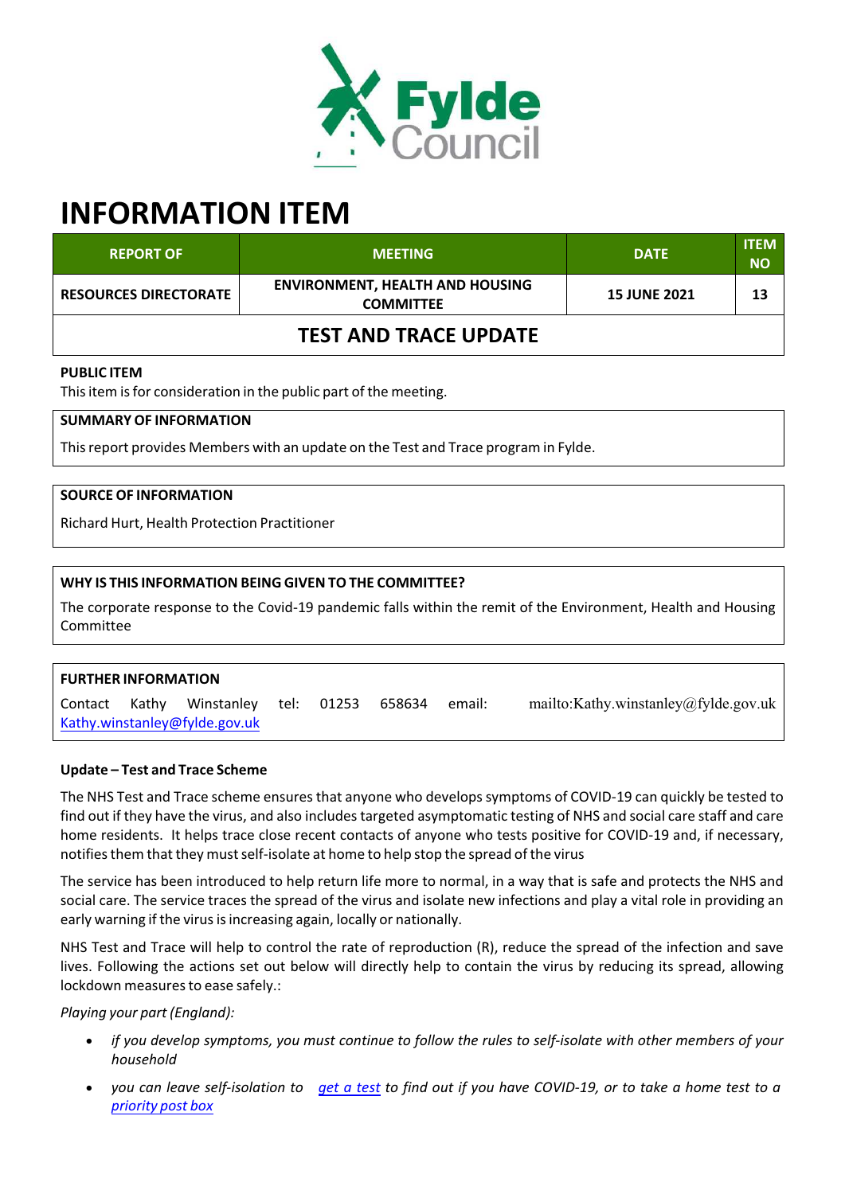# INFORMATION ITEM

| REPORT OF | MEETING | DATE | ITEM NO |
|---|---|---|---|
| RESOURCES DIRECTORATE | ENVIRONMENT, HEALTH AND HOUSING COMMITTEE | 15 JUNE 2021 | 13 |

## TEST AND TRACE UPDATE

**PUBLIC ITEM**

This item is for consideration in the public part of the meeting.

**SUMMARY OF INFORMATION**

This report provides Members with an update on the Test and Trace program in Fylde.

**SOURCE OF INFORMATION**

Richard Hurt, Health Protection Practitioner

**WHY IS THIS INFORMATION BEING GIVEN TO THE COMMITTEE?**

The corporate response to the Covid-19 pandemic falls within the remit of the Environment, Health and Housing Committee

**FURTHER INFORMATION**

Contact Kathy Winstanley tel: 01253 658634 email: mailto:Kathy.winstanley@fylde.gov.uk Kathy.winstanley@fylde.gov.uk

**Update – Test and Trace Scheme**

The NHS Test and Trace scheme ensures that anyone who develops symptoms of COVID-19 can quickly be tested to find out if they have the virus, and also includes targeted asymptomatic testing of NHS and social care staff and care home residents. It helps trace close recent contacts of anyone who tests positive for COVID-19 and, if necessary, notifies them that they must self-isolate at home to help stop the spread of the virus

The service has been introduced to help return life more to normal, in a way that is safe and protects the NHS and social care. The service traces the spread of the virus and isolate new infections and play a vital role in providing an early warning if the virus is increasing again, locally or nationally.

NHS Test and Trace will help to control the rate of reproduction (R), reduce the spread of the infection and save lives. Following the actions set out below will directly help to contain the virus by reducing its spread, allowing lockdown measures to ease safely.:

*Playing your part (England):*

- *if you develop symptoms, you must continue to follow the rules to self-isolate with other members of your household*
- *you can leave self-isolation to [get a test] to find out if you have COVID-19, or to take a home test to a [priority post box]*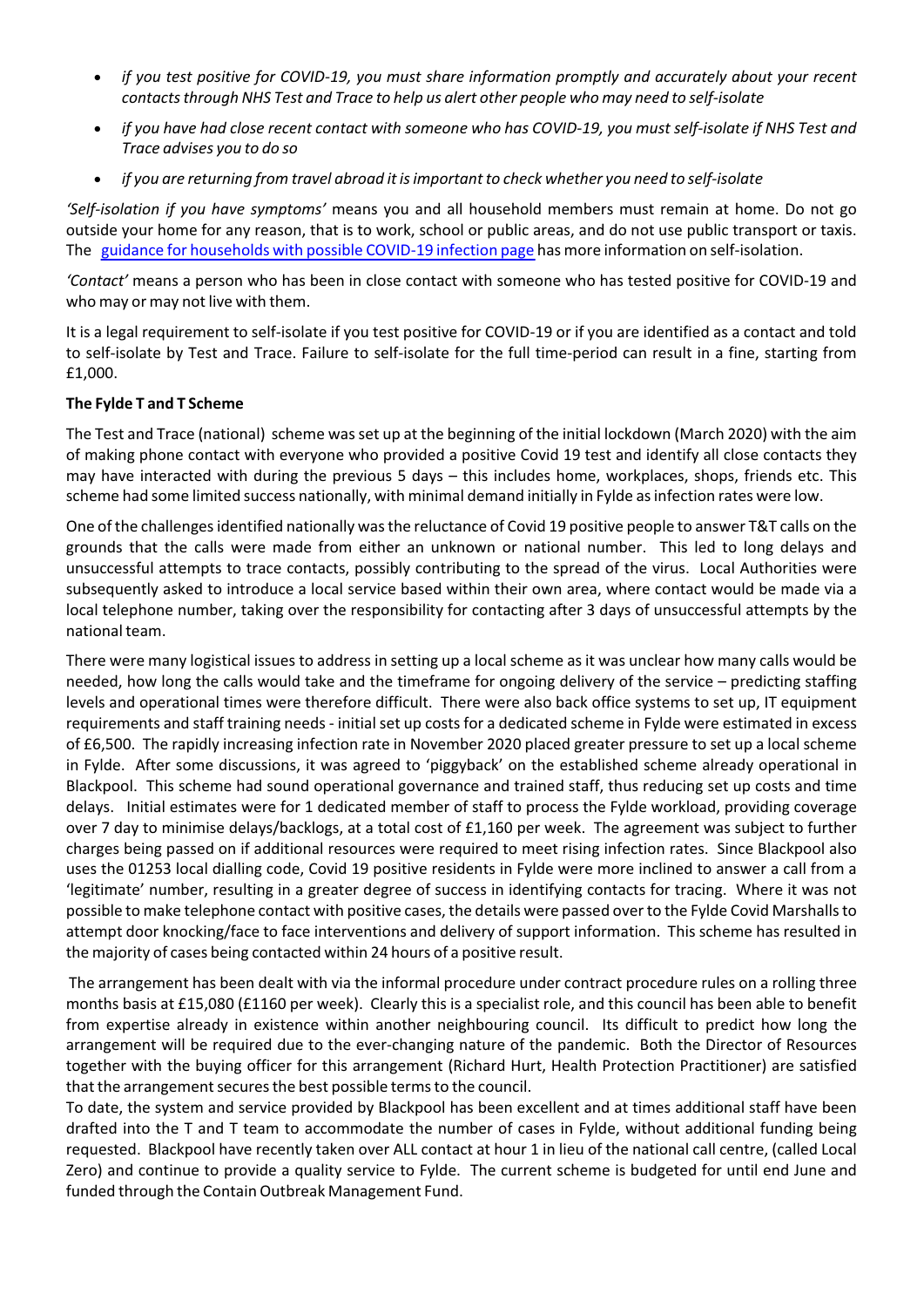- *if you test positive for COVID-19, you must share information promptly and accurately about your recent contacts through NHS Test and Trace to help us alert other people who may need to self-isolate*
- *if you have had close recent contact with someone who has COVID-19, you must self-isolate if NHS Test and Trace advises you to do so*
- *if you are returning from travel abroad it is important to check whether you need to self-isolate*

*'Self-isolation if you have symptoms'* means you and all household members must remain at home. Do not go outside your home for any reason, that is to work, school or public areas, and do not use public transport or taxis. The guidance for households with possible COVID-19 infection page has more information on self-isolation.

*'Contact'* means a person who has been in close contact with someone who has tested positive for COVID-19 and who may or may not live with them.

It is a legal requirement to self-isolate if you test positive for COVID-19 or if you are identified as a contact and told to self-isolate by Test and Trace. Failure to self-isolate for the full time-period can result in a fine, starting from £1,000.

**The Fylde T and T Scheme**

The Test and Trace (national) scheme was set up at the beginning of the initial lockdown (March 2020) with the aim of making phone contact with everyone who provided a positive Covid 19 test and identify all close contacts they may have interacted with during the previous 5 days – this includes home, workplaces, shops, friends etc. This scheme had some limited success nationally, with minimal demand initially in Fylde as infection rates were low.

One of the challenges identified nationally was the reluctance of Covid 19 positive people to answer T&T calls on the grounds that the calls were made from either an unknown or national number. This led to long delays and unsuccessful attempts to trace contacts, possibly contributing to the spread of the virus. Local Authorities were subsequently asked to introduce a local service based within their own area, where contact would be made via a local telephone number, taking over the responsibility for contacting after 3 days of unsuccessful attempts by the national team.

There were many logistical issues to address in setting up a local scheme as it was unclear how many calls would be needed, how long the calls would take and the timeframe for ongoing delivery of the service – predicting staffing levels and operational times were therefore difficult. There were also back office systems to set up, IT equipment requirements and staff training needs - initial set up costs for a dedicated scheme in Fylde were estimated in excess of £6,500. The rapidly increasing infection rate in November 2020 placed greater pressure to set up a local scheme in Fylde. After some discussions, it was agreed to 'piggyback' on the established scheme already operational in Blackpool. This scheme had sound operational governance and trained staff, thus reducing set up costs and time delays. Initial estimates were for 1 dedicated member of staff to process the Fylde workload, providing coverage over 7 day to minimise delays/backlogs, at a total cost of £1,160 per week. The agreement was subject to further charges being passed on if additional resources were required to meet rising infection rates. Since Blackpool also uses the 01253 local dialling code, Covid 19 positive residents in Fylde were more inclined to answer a call from a 'legitimate' number, resulting in a greater degree of success in identifying contacts for tracing. Where it was not possible to make telephone contact with positive cases, the details were passed over to the Fylde Covid Marshalls to attempt door knocking/face to face interventions and delivery of support information. This scheme has resulted in the majority of cases being contacted within 24 hours of a positive result.

The arrangement has been dealt with via the informal procedure under contract procedure rules on a rolling three months basis at £15,080 (£1160 per week). Clearly this is a specialist role, and this council has been able to benefit from expertise already in existence within another neighbouring council. Its difficult to predict how long the arrangement will be required due to the ever-changing nature of the pandemic. Both the Director of Resources together with the buying officer for this arrangement (Richard Hurt, Health Protection Practitioner) are satisfied that the arrangement secures the best possible terms to the council.

To date, the system and service provided by Blackpool has been excellent and at times additional staff have been drafted into the T and T team to accommodate the number of cases in Fylde, without additional funding being requested. Blackpool have recently taken over ALL contact at hour 1 in lieu of the national call centre, (called Local Zero) and continue to provide a quality service to Fylde. The current scheme is budgeted for until end June and funded through the Contain Outbreak Management Fund.